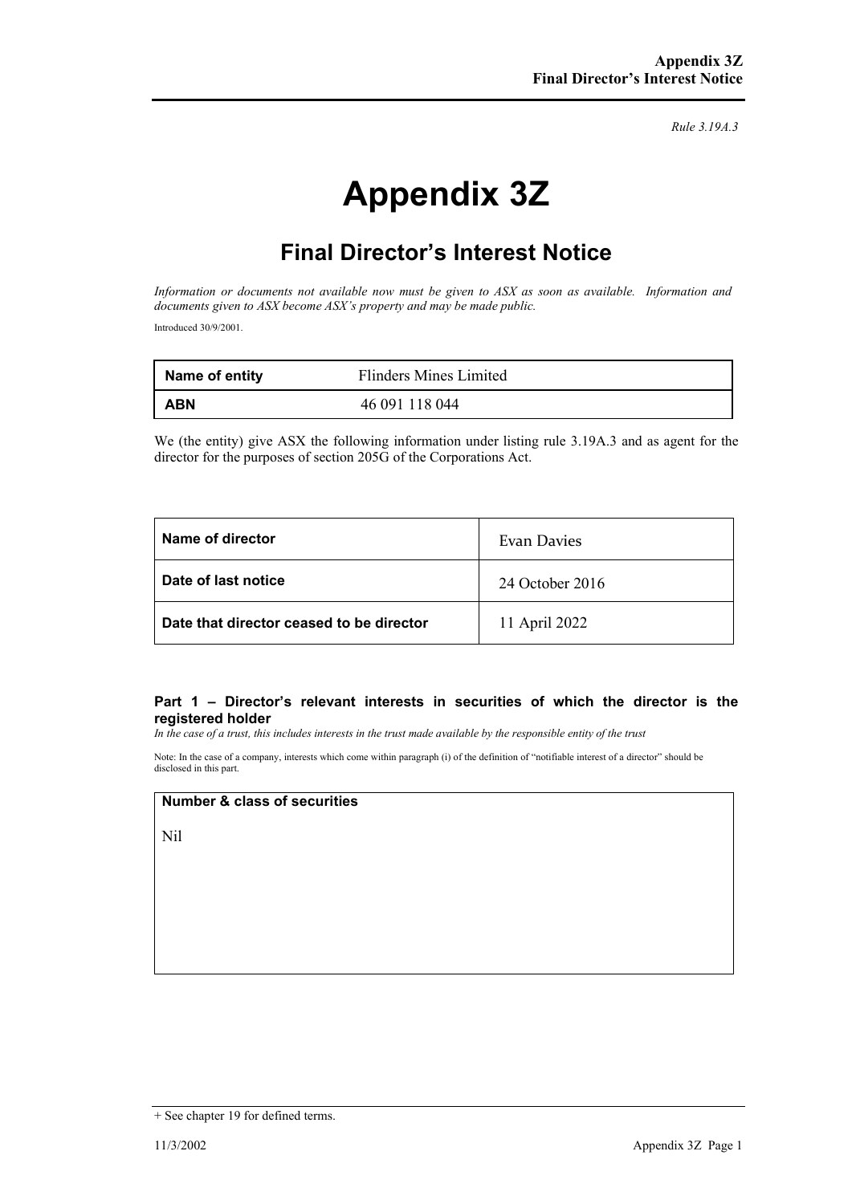*Rule 3.19A.3*

# Appendix 3Z

## Final Director's Interest Notice

*Information or documents not available now must be given to ASX as soon as available. Information and documents given to ASX become ASX's property and may be made public.*

Introduced 30/9/2001.

| **Name of entity** | Flinders Mines Limited |
|---|---|
| **ABN** | 46 091 118 044 |

We (the entity) give ASX the following information under listing rule 3.19A.3 and as agent for the director for the purposes of section 205G of the Corporations Act.

| **Name of director** | Evan Davies |
|---|---|
| **Date of last notice** | 24 October 2016 |
| **Date that director ceased to be director** | 11 April 2022 |

### Part 1 – Director's relevant interests in securities of which the director is the registered holder

*In the case of a trust, this includes interests in the trust made available by the responsible entity of the trust*

Note: In the case of a company, interests which come within paragraph (i) of the definition of "notifiable interest of a director" should be disclosed in this part.

| **Number & class of securities** |
|---|
| Nil |

+ See chapter 19 for defined terms.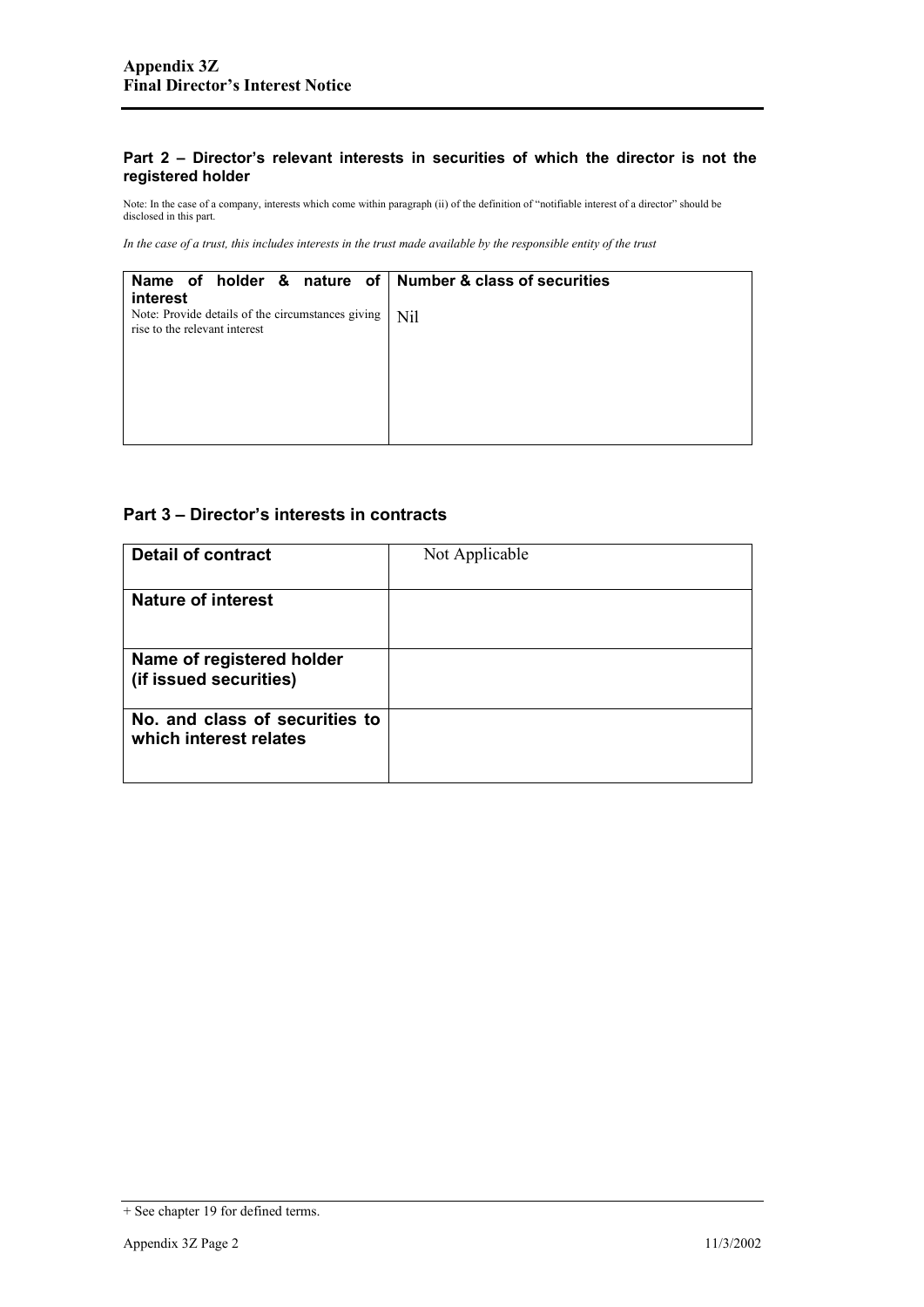## Part 2 – Director's relevant interests in securities of which the director is not the registered holder

Note: In the case of a company, interests which come within paragraph (ii) of the definition of "notifiable interest of a director" should be disclosed in this part.

*In the case of a trust, this includes interests in the trust made available by the responsible entity of the trust*

| **Name of holder & nature of interest**<br>Note: Provide details of the circumstances giving rise to the relevant interest | **Number & class of securities** |
|---|---|
| | Nil |

## Part 3 – Director's interests in contracts

| | |
|---|---|
| **Detail of contract** | Not Applicable |
| **Nature of interest** | |
| **Name of registered holder (if issued securities)** | |
| **No. and class of securities to which interest relates** | |

+ See chapter 19 for defined terms.